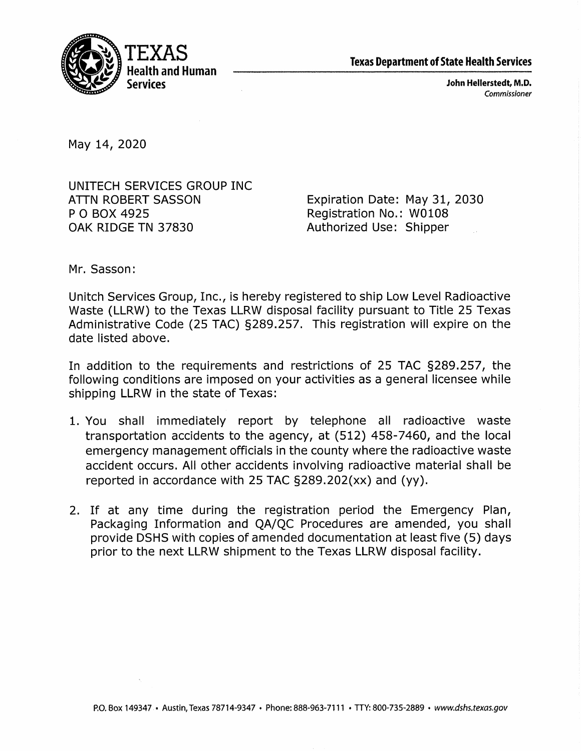**TEXAS Health and Human Services**

**Texas Department of State Health Services**

**John Hellerstedt, M.D.**
*Commissioner*

May 14, 2020

UNITECH SERVICES GROUP INC
ATTN ROBERT SASSON
P O BOX 4925
OAK RIDGE TN 37830

Expiration Date: May 31, 2030
Registration No.: W0108
Authorized Use: Shipper

Mr. Sasson:

Unitch Services Group, Inc., is hereby registered to ship Low Level Radioactive Waste (LLRW) to the Texas LLRW disposal facility pursuant to Title 25 Texas Administrative Code (25 TAC) §289.257. This registration will expire on the date listed above.

In addition to the requirements and restrictions of 25 TAC §289.257, the following conditions are imposed on your activities as a general licensee while shipping LLRW in the state of Texas:

1. You shall immediately report by telephone all radioactive waste transportation accidents to the agency, at (512) 458-7460, and the local emergency management officials in the county where the radioactive waste accident occurs. All other accidents involving radioactive material shall be reported in accordance with 25 TAC §289.202(xx) and (yy).

2. If at any time during the registration period the Emergency Plan, Packaging Information and QA/QC Procedures are amended, you shall provide DSHS with copies of amended documentation at least five (5) days prior to the next LLRW shipment to the Texas LLRW disposal facility.

P.O. Box 149347 • Austin, Texas 78714-9347 • Phone: 888-963-7111 • TTY: 800-735-2889 • *www.dshs.texas.gov*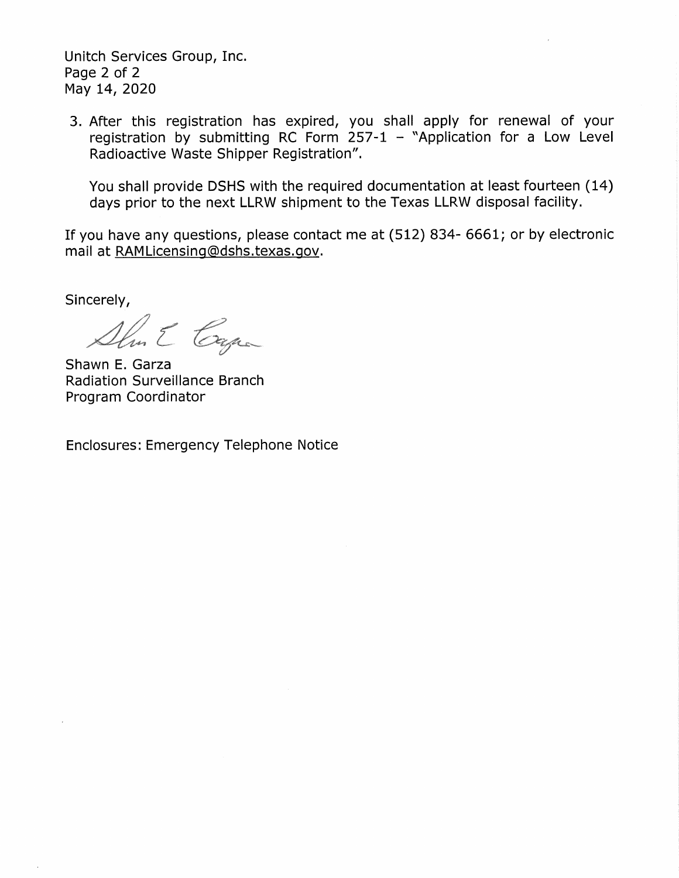3. After this registration has expired, you shall apply for renewal of your registration by submitting RC Form 257-1 – "Application for a Low Level Radioactive Waste Shipper Registration".

   You shall provide DSHS with the required documentation at least fourteen (14) days prior to the next LLRW shipment to the Texas LLRW disposal facility.

If you have any questions, please contact me at (512) 834- 6661; or by electronic mail at RAMLicensing@dshs.texas.gov.

Sincerely,

Shawn E. Garza
Radiation Surveillance Branch
Program Coordinator

Enclosures: Emergency Telephone Notice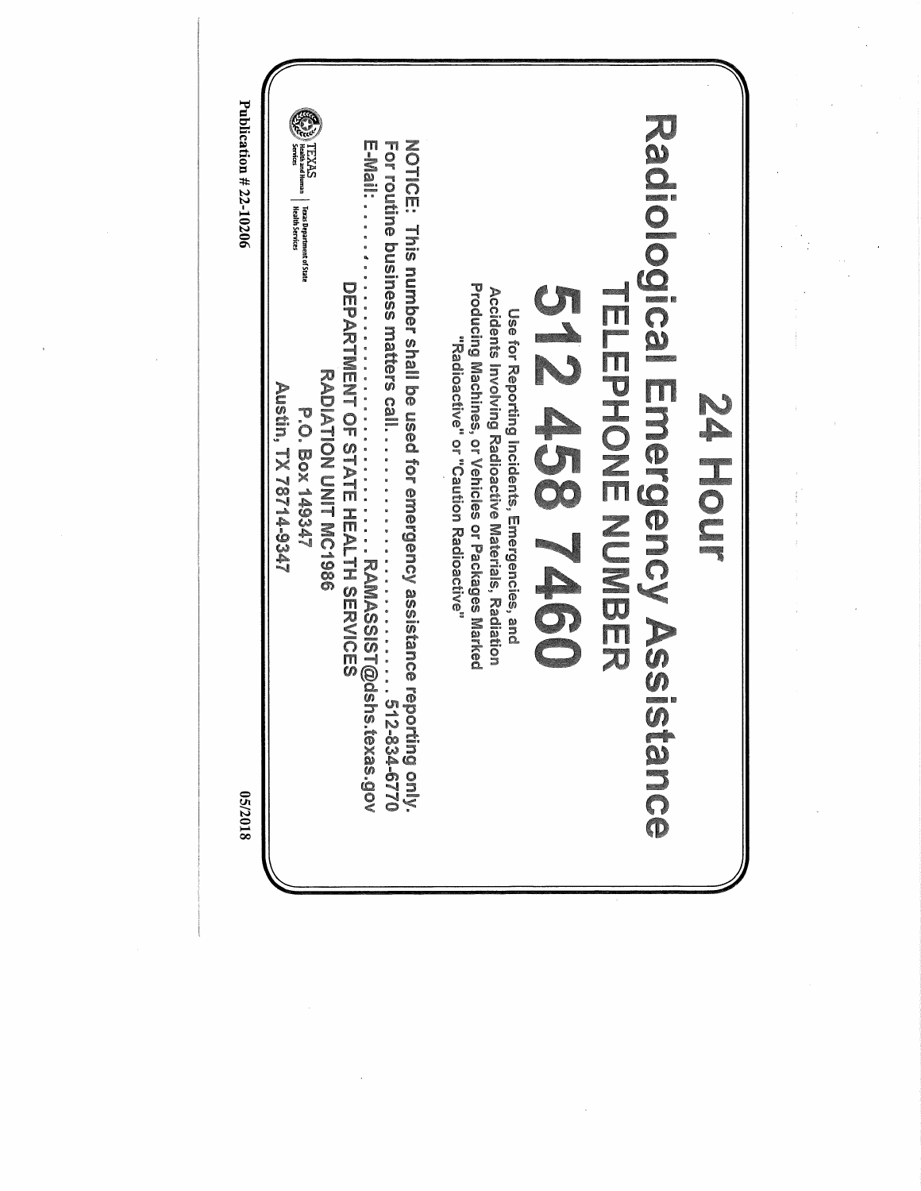# 24 Hour

# Radiological Emergency Assistance

## TELEPHONE NUMBER

# 512 458 7460

Use for Reporting Incidents, Emergencies, and Accidents Involving Radioactive Materials, Radiation Producing Machines, or Vehicles or Packages Marked "Radioactive" or "Caution Radioactive"

NOTICE: This number shall be used for emergency assistance reporting only.

For routine business matters call. . . . . . . . . . . . . . . . . . . . . . . . . 512-834-6770

E-Mail: . . . . . . . . . . . . . . . . . . . . . . . . . . . . RAMASSIST@dshs.texas.gov

DEPARTMENT OF STATE HEALTH SERVICES
RADIATION UNIT MC1986
P.O. Box 149347
Austin, TX 78714-9347

TEXAS Health and Human Services | Texas Department of State Health Services

Publication # 22-10206

05/2018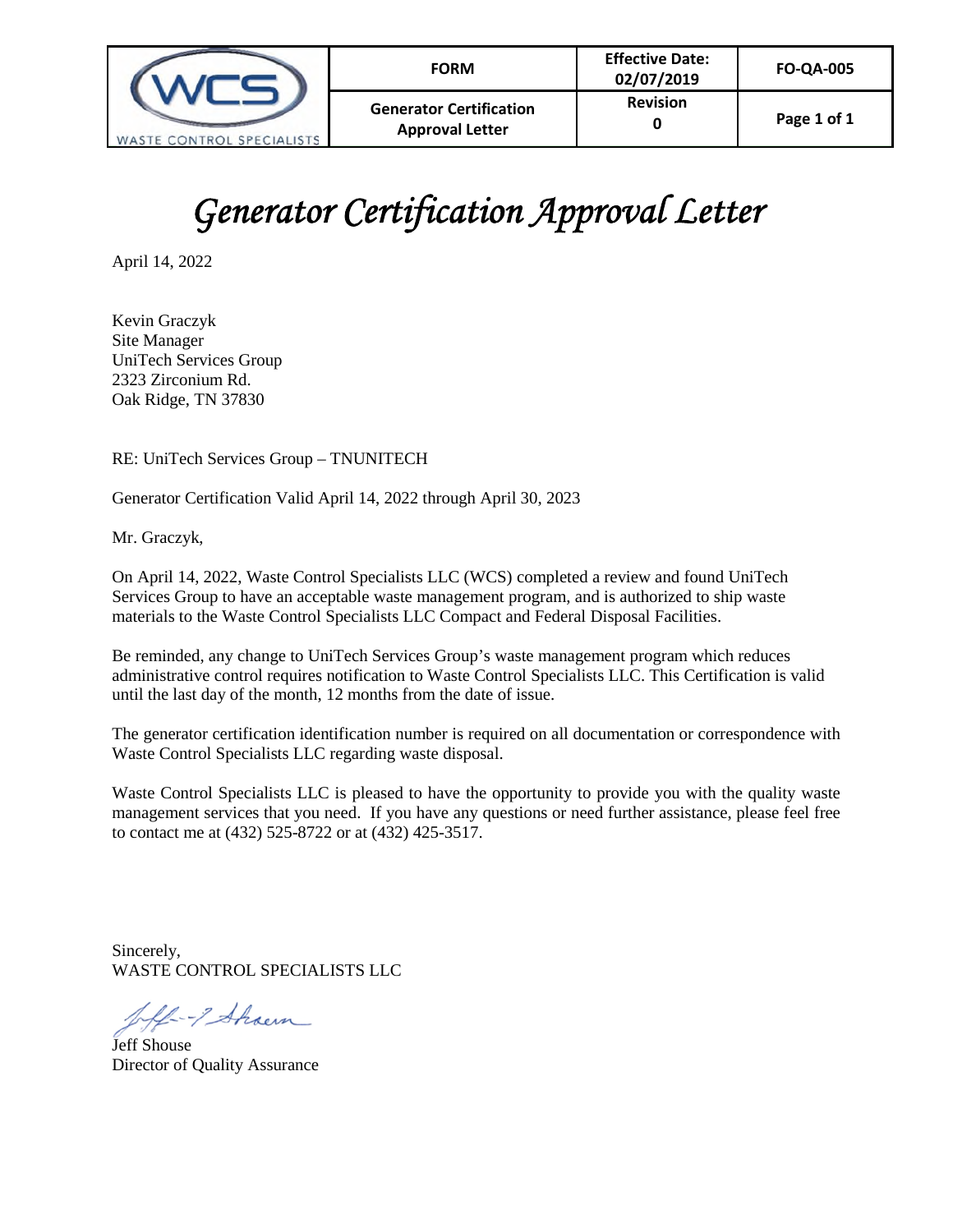| WASTE CONTROL SPECIALISTS | FORM | Effective Date: 02/07/2019 | FO-QA-005 |
| --- | --- | --- | --- |
| | Generator Certification Approval Letter | Revision 0 | Page 1 of 1 |

# *Generator Certification Approval Letter*

April 14, 2022

Kevin Graczyk
Site Manager
UniTech Services Group
2323 Zirconium Rd.
Oak Ridge, TN 37830

RE: UniTech Services Group – TNUNITECH

Generator Certification Valid April 14, 2022 through April 30, 2023

Mr. Graczyk,

On April 14, 2022, Waste Control Specialists LLC (WCS) completed a review and found UniTech Services Group to have an acceptable waste management program, and is authorized to ship waste materials to the Waste Control Specialists LLC Compact and Federal Disposal Facilities.

Be reminded, any change to UniTech Services Group's waste management program which reduces administrative control requires notification to Waste Control Specialists LLC. This Certification is valid until the last day of the month, 12 months from the date of issue.

The generator certification identification number is required on all documentation or correspondence with Waste Control Specialists LLC regarding waste disposal.

Waste Control Specialists LLC is pleased to have the opportunity to provide you with the quality waste management services that you need. If you have any questions or need further assistance, please feel free to contact me at (432) 525-8722 or at (432) 425-3517.

Sincerely,
WASTE CONTROL SPECIALISTS LLC

Jeff Shouse
Director of Quality Assurance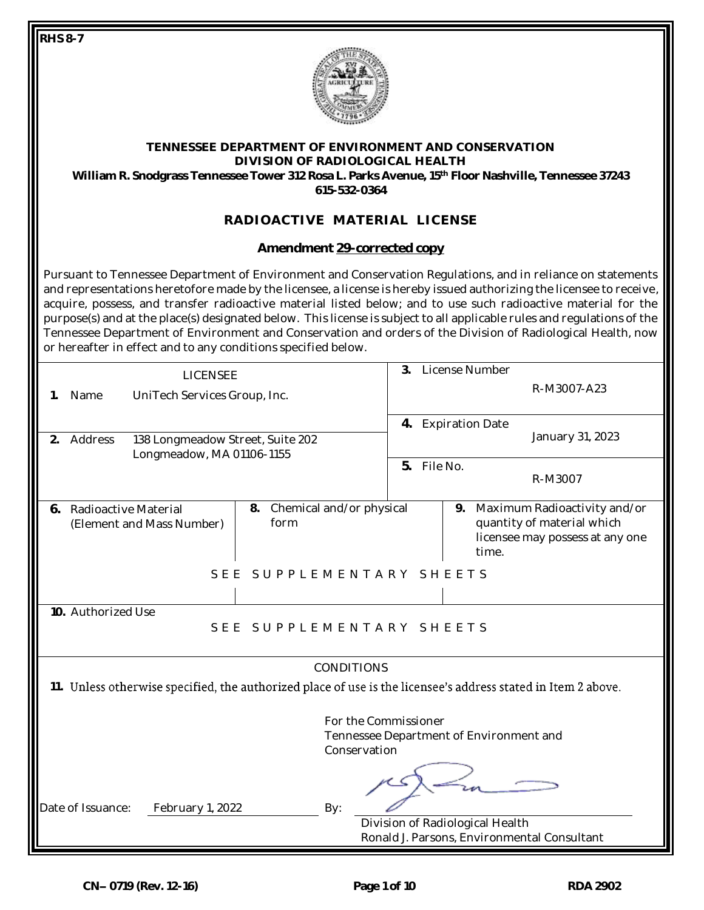RHS 8-7

**TENNESSEE DEPARTMENT OF ENVIRONMENT AND CONSERVATION**
**DIVISION OF RADIOLOGICAL HEALTH**
**William R. Snodgrass Tennessee Tower 312 Rosa L. Parks Avenue, 15th Floor Nashville, Tennessee 37243**
**615-532-0364**

## RADIOACTIVE MATERIAL LICENSE

**Amendment 29-corrected copy**

Pursuant to Tennessee Department of Environment and Conservation Regulations, and in reliance on statements and representations heretofore made by the licensee, a license is hereby issued authorizing the licensee to receive, acquire, possess, and transfer radioactive material listed below; and to use such radioactive material for the purpose(s) and at the place(s) designated below. This license is subject to all applicable rules and regulations of the Tennessee Department of Environment and Conservation and orders of the Division of Radiological Health, now or hereafter in effect and to any conditions specified below.

| LICENSEE | |
|---|---|
| **1.** Name: UniTech Services Group, Inc. | **3.** License Number: R-M3007-A23 |
| **2.** Address: 138 Longmeadow Street, Suite 202, Longmeadow, MA 01106-1155 | **4.** Expiration Date: January 31, 2023 |
| | **5.** File No.: R-M3007 |

| **6.** Radioactive Material (Element and Mass Number) | **8.** Chemical and/or physical form | **9.** Maximum Radioactivity and/or quantity of material which licensee may possess at any one time. |
|---|---|---|
| SEE SUPPLEMENTARY SHEETS | | |

**10.** Authorized Use

SEE SUPPLEMENTARY SHEETS

CONDITIONS

**11.** Unless otherwise specified, the authorized place of use is the licensee's address stated in Item 2 above.

For the Commissioner
Tennessee Department of Environment and Conservation

Date of Issuance: February 1, 2022

By:

Division of Radiological Health
Ronald J. Parsons, Environmental Consultant

CN– 0719 (Rev. 12-16) RDA 2902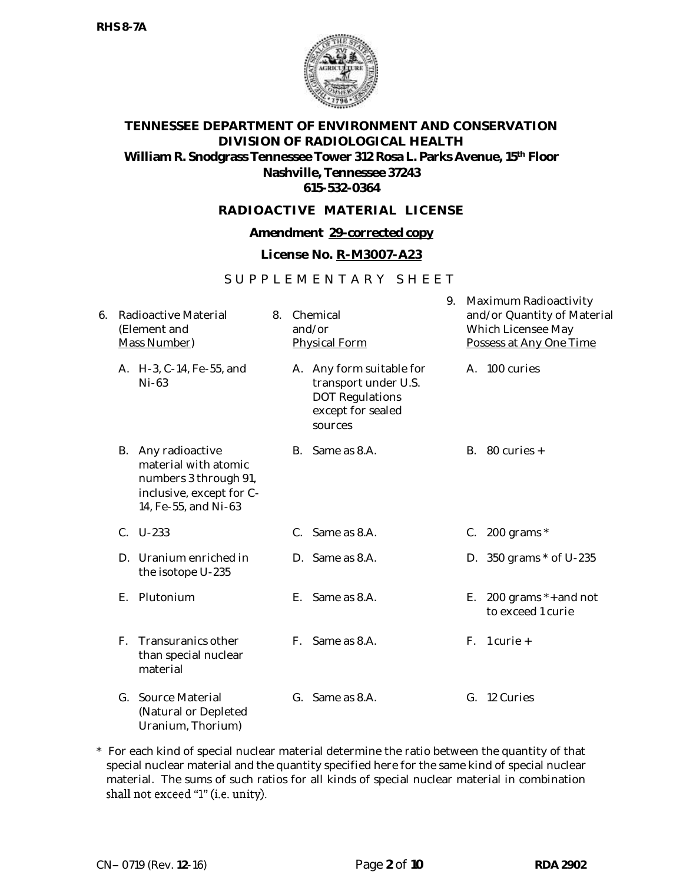RHS 8-7A

**TENNESSEE DEPARTMENT OF ENVIRONMENT AND CONSERVATION**
**DIVISION OF RADIOLOGICAL HEALTH**
**William R. Snodgrass Tennessee Tower 312 Rosa L. Parks Avenue, 15th Floor**
**Nashville, Tennessee 37243**
**615-532-0364**

## RADIOACTIVE MATERIAL LICENSE

**Amendment 29-corrected copy**

**License No. R-M3007-A23**

S U P P L E M E N T A R Y   S H E E T

| 6. Radioactive Material (Element and Mass Number) | 8. Chemical and/or Physical Form | 9. Maximum Radioactivity and/or Quantity of Material Which Licensee May Possess at Any One Time |
|---|---|---|
| A. H-3, C-14, Fe-55, and Ni-63 | A. Any form suitable for transport under U.S. DOT Regulations except for sealed sources | A. 100 curies |
| B. Any radioactive material with atomic numbers 3 through 91, inclusive, except for C-14, Fe-55, and Ni-63 | B. Same as 8.A. | B. 80 curies + |
| C. U-233 | C. Same as 8.A. | C. 200 grams * |
| D. Uranium enriched in the isotope U-235 | D. Same as 8.A. | D. 350 grams * of U-235 |
| E. Plutonium | E. Same as 8.A. | E. 200 grams * + and not to exceed 1 curie |
| F. Transuranics other than special nuclear material | F. Same as 8.A. | F. 1 curie + |
| G. Source Material (Natural or Depleted Uranium, Thorium) | G. Same as 8.A. | G. 12 Curies |

\* For each kind of special nuclear material determine the ratio between the quantity of that special nuclear material and the quantity specified here for the same kind of special nuclear material. The sums of such ratios for all kinds of special nuclear material in combination shall not exceed "1" (i.e. unity).

CN– 0719 (Rev. 12-16) RDA 2902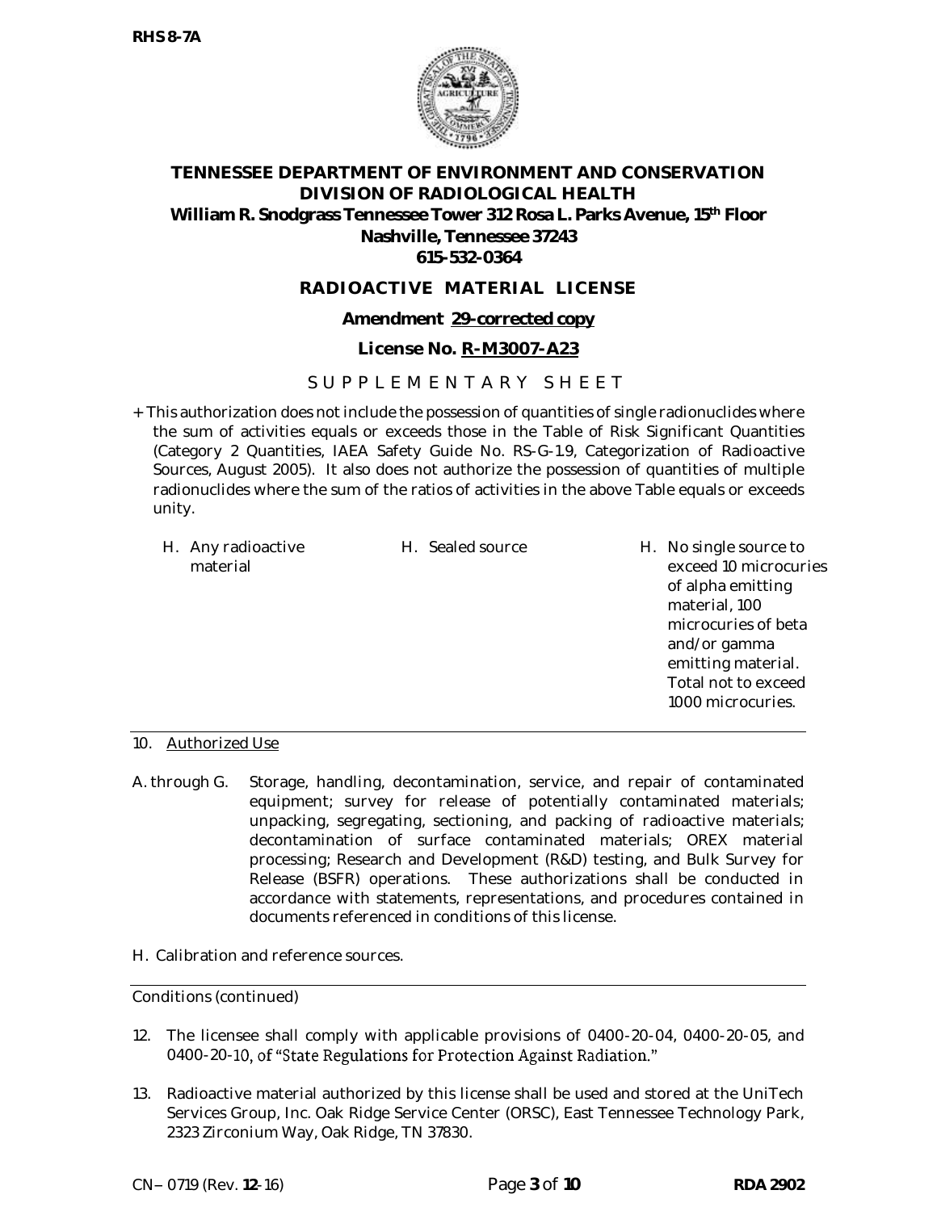# TENNESSEE DEPARTMENT OF ENVIRONMENT AND CONSERVATION
## DIVISION OF RADIOLOGICAL HEALTH
**William R. Snodgrass Tennessee Tower 312 Rosa L. Parks Avenue, 15th Floor**
**Nashville, Tennessee 37243**
**615-532-0364**

## RADIOACTIVE MATERIAL LICENSE

**Amendment 29-corrected copy**

**License No. R-M3007-A23**

SUPPLEMENTARY SHEET

+ This authorization does not include the possession of quantities of single radionuclides where the sum of activities equals or exceeds those in the Table of Risk Significant Quantities (Category 2 Quantities, IAEA Safety Guide No. RS-G-1.9, Categorization of Radioactive Sources, August 2005). It also does not authorize the possession of quantities of multiple radionuclides where the sum of the ratios of activities in the above Table equals or exceeds unity.

| | | |
|---|---|---|
| H. Any radioactive material | H. Sealed source | H. No single source to exceed 10 microcuries of alpha emitting material, 100 microcuries of beta and/or gamma emitting material. Total not to exceed 1000 microcuries. |

10. Authorized Use

A. through G. Storage, handling, decontamination, service, and repair of contaminated equipment; survey for release of potentially contaminated materials; unpacking, segregating, sectioning, and packing of radioactive materials; decontamination of surface contaminated materials; OREX material processing; Research and Development (R&D) testing, and Bulk Survey for Release (BSFR) operations. These authorizations shall be conducted in accordance with statements, representations, and procedures contained in documents referenced in conditions of this license.

H. Calibration and reference sources.

Conditions (continued)

12. The licensee shall comply with applicable provisions of 0400-20-04, 0400-20-05, and 0400-20-10, of "State Regulations for Protection Against Radiation."

13. Radioactive material authorized by this license shall be used and stored at the UniTech Services Group, Inc. Oak Ridge Service Center (ORSC), East Tennessee Technology Park, 2323 Zirconium Way, Oak Ridge, TN 37830.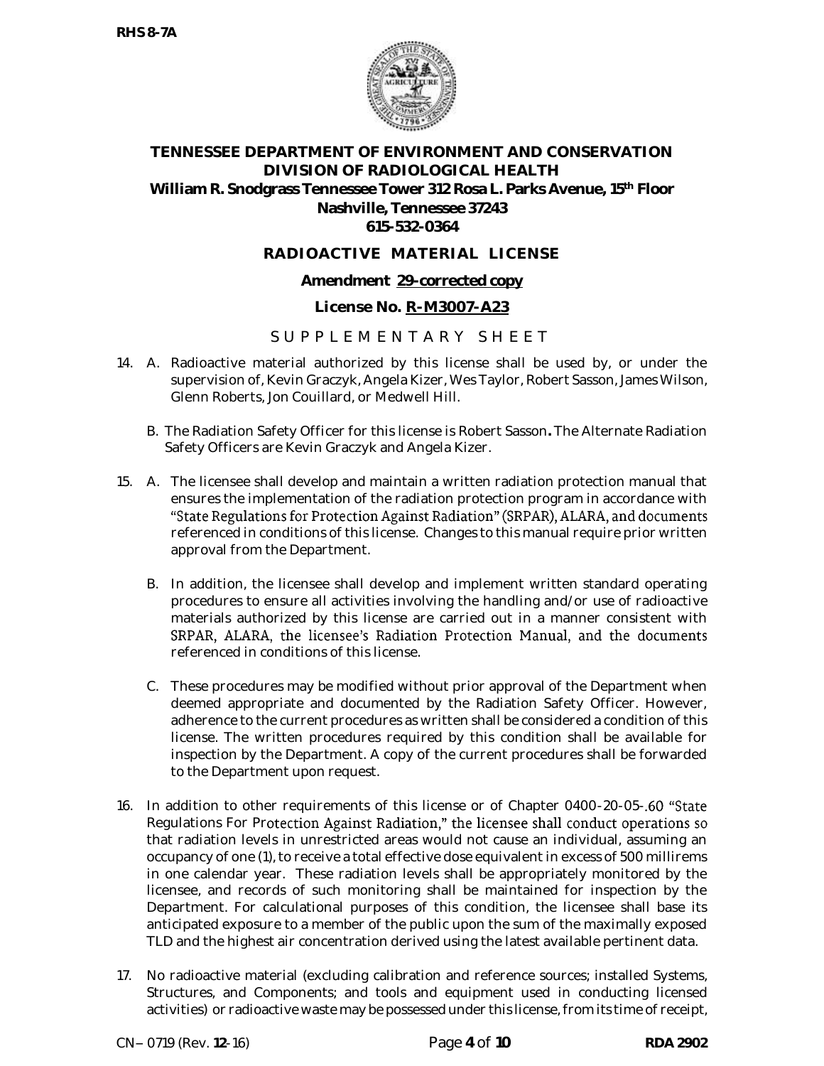RHS 8-7A

# TENNESSEE DEPARTMENT OF ENVIRONMENT AND CONSERVATION
## DIVISION OF RADIOLOGICAL HEALTH
**William R. Snodgrass Tennessee Tower 312 Rosa L. Parks Avenue, 15th Floor**
**Nashville, Tennessee 37243**
**615-532-0364**

## RADIOACTIVE MATERIAL LICENSE

**Amendment 29-corrected copy**

**License No. R-M3007-A23**

SUPPLEMENTARY SHEET

14. A. Radioactive material authorized by this license shall be used by, or under the supervision of, Kevin Graczyk, Angela Kizer, Wes Taylor, Robert Sasson, James Wilson, Glenn Roberts, Jon Couillard, or Medwell Hill.

    B. The Radiation Safety Officer for this license is Robert Sasson**.** The Alternate Radiation Safety Officers are Kevin Graczyk and Angela Kizer.

15. A. The licensee shall develop and maintain a written radiation protection manual that ensures the implementation of the radiation protection program in accordance with "State Regulations for Protection Against Radiation" (SRPAR), ALARA, and documents referenced in conditions of this license. Changes to this manual require prior written approval from the Department.

    B. In addition, the licensee shall develop and implement written standard operating procedures to ensure all activities involving the handling and/or use of radioactive materials authorized by this license are carried out in a manner consistent with SRPAR, ALARA, the licensee's Radiation Protection Manual, and the documents referenced in conditions of this license.

    C. These procedures may be modified without prior approval of the Department when deemed appropriate and documented by the Radiation Safety Officer. However, adherence to the current procedures as written shall be considered a condition of this license. The written procedures required by this condition shall be available for inspection by the Department. A copy of the current procedures shall be forwarded to the Department upon request.

16. In addition to other requirements of this license or of Chapter 0400-20-05-.60 "State Regulations For Protection Against Radiation," the licensee shall conduct operations so that radiation levels in unrestricted areas would not cause an individual, assuming an occupancy of one (1), to receive a total effective dose equivalent in excess of 500 millirems in one calendar year. These radiation levels shall be appropriately monitored by the licensee, and records of such monitoring shall be maintained for inspection by the Department. For calculational purposes of this condition, the licensee shall base its anticipated exposure to a member of the public upon the sum of the maximally exposed TLD and the highest air concentration derived using the latest available pertinent data.

17. No radioactive material (excluding calibration and reference sources; installed Systems, Structures, and Components; and tools and equipment used in conducting licensed activities) or radioactive waste may be possessed under this license, from its time of receipt,

CN– 0719 (Rev. 12-16) RDA 2902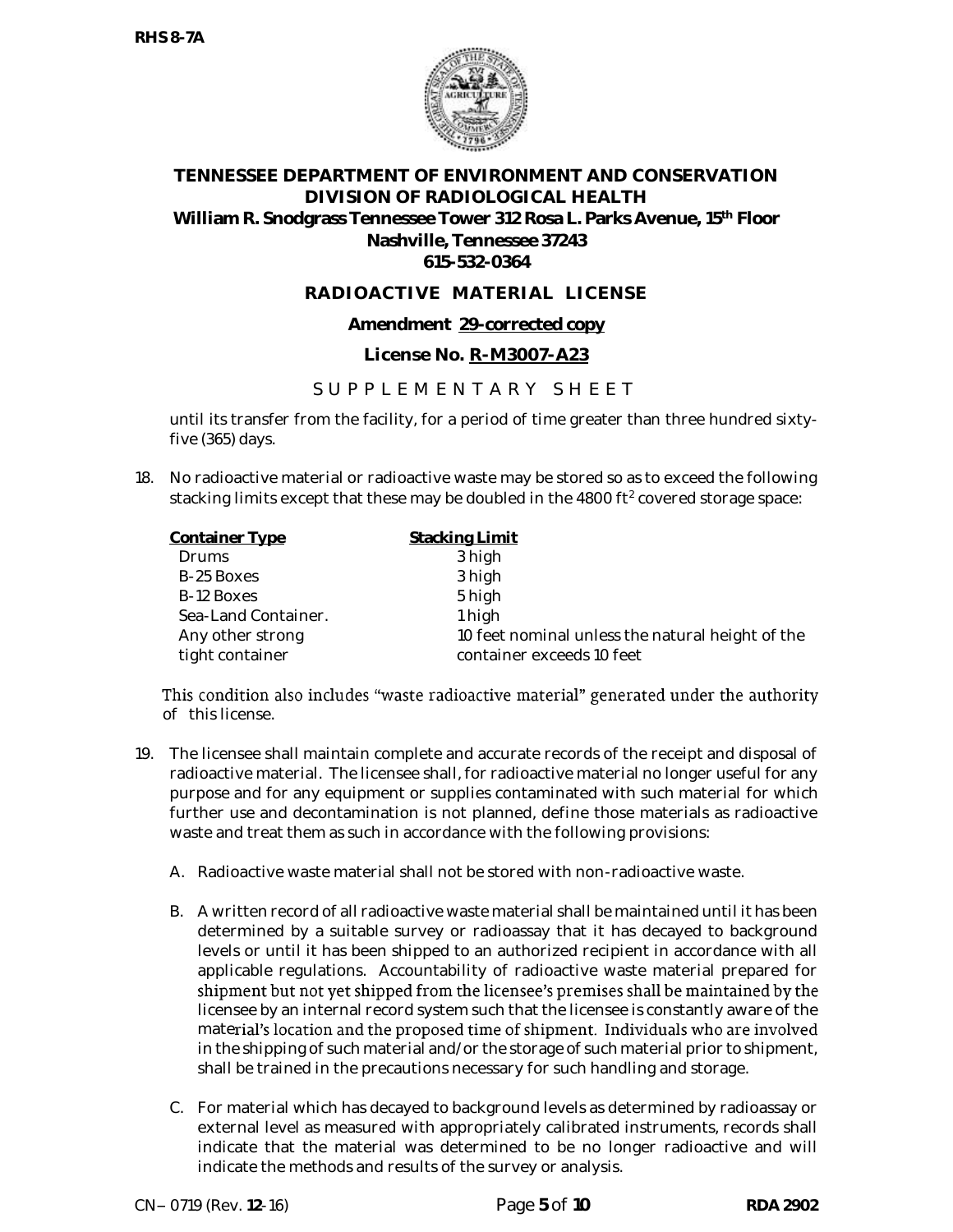until its transfer from the facility, for a period of time greater than three hundred sixty-five (365) days.

18. No radioactive material or radioactive waste may be stored so as to exceed the following stacking limits except that these may be doubled in the 4800 ft$^2$ covered storage space:

| Container Type | Stacking Limit |
|---|---|
| Drums | 3 high |
| B-25 Boxes | 3 high |
| B-12 Boxes | 5 high |
| Sea-Land Container. | 1 high |
| Any other strong tight container | 10 feet nominal unless the natural height of the container exceeds 10 feet |

This condition also includes "waste radioactive material" generated under the authority of this license.

19. The licensee shall maintain complete and accurate records of the receipt and disposal of radioactive material. The licensee shall, for radioactive material no longer useful for any purpose and for any equipment or supplies contaminated with such material for which further use and decontamination is not planned, define those materials as radioactive waste and treat them as such in accordance with the following provisions:

    A. Radioactive waste material shall not be stored with non-radioactive waste.

    B. A written record of all radioactive waste material shall be maintained until it has been determined by a suitable survey or radioassay that it has decayed to background levels or until it has been shipped to an authorized recipient in accordance with all applicable regulations. Accountability of radioactive waste material prepared for shipment but not yet shipped from the licensee's premises shall be maintained by the licensee by an internal record system such that the licensee is constantly aware of the material's location and the proposed time of shipment. Individuals who are involved in the shipping of such material and/or the storage of such material prior to shipment, shall be trained in the precautions necessary for such handling and storage.

    C. For material which has decayed to background levels as determined by radioassay or external level as measured with appropriately calibrated instruments, records shall indicate that the material was determined to be no longer radioactive and will indicate the methods and results of the survey or analysis.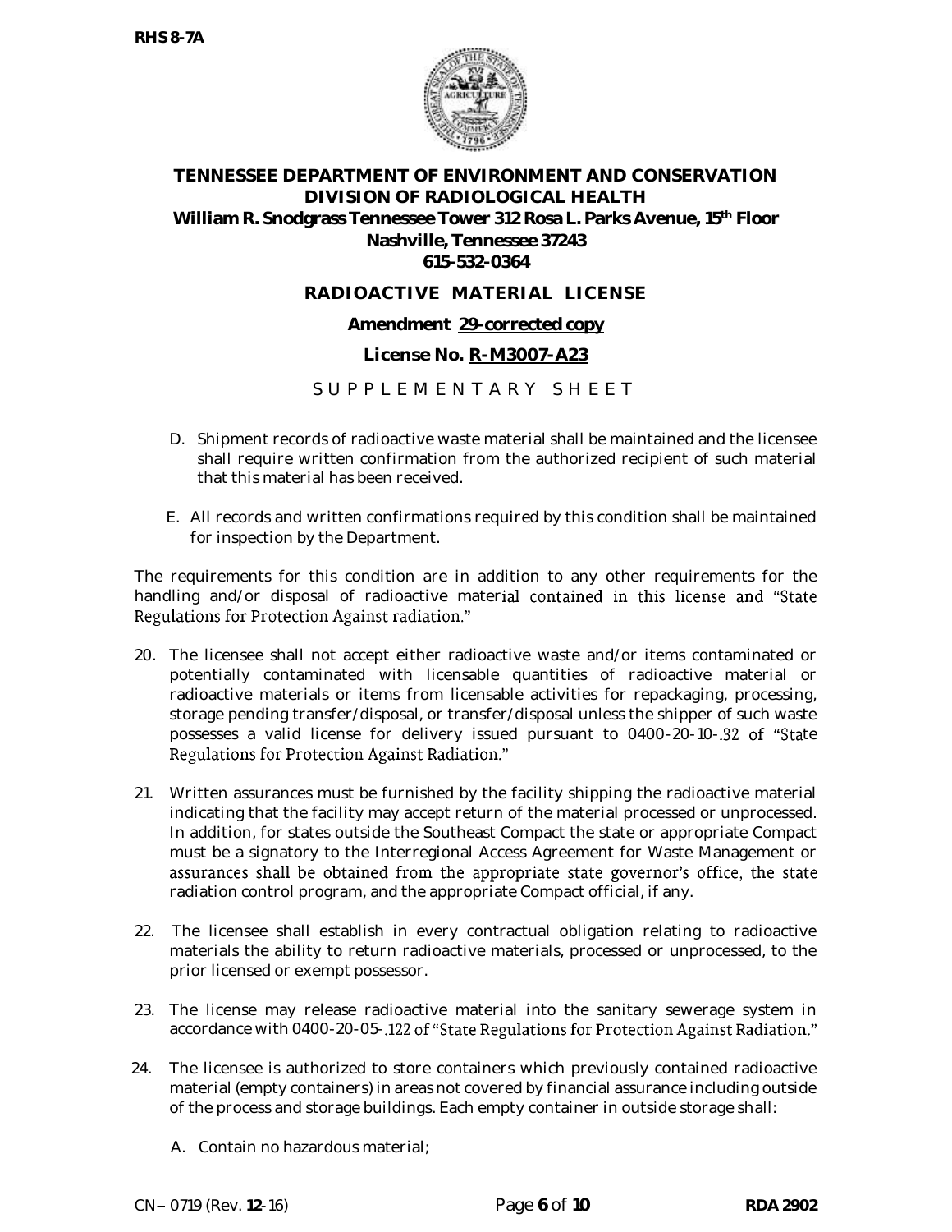**TENNESSEE DEPARTMENT OF ENVIRONMENT AND CONSERVATION**
**DIVISION OF RADIOLOGICAL HEALTH**
**William R. Snodgrass Tennessee Tower 312 Rosa L. Parks Avenue, 15th Floor**
**Nashville, Tennessee 37243**
**615-532-0364**

**RADIOACTIVE MATERIAL LICENSE**

**Amendment 29-corrected copy**

**License No. R-M3007-A23**

SUPPLEMENTARY SHEET

D. Shipment records of radioactive waste material shall be maintained and the licensee shall require written confirmation from the authorized recipient of such material that this material has been received.

E. All records and written confirmations required by this condition shall be maintained for inspection by the Department.

The requirements for this condition are in addition to any other requirements for the handling and/or disposal of radioactive material contained in this license and "State Regulations for Protection Against radiation."

20. The licensee shall not accept either radioactive waste and/or items contaminated or potentially contaminated with licensable quantities of radioactive material or radioactive materials or items from licensable activities for repackaging, processing, storage pending transfer/disposal, or transfer/disposal unless the shipper of such waste possesses a valid license for delivery issued pursuant to 0400-20-10-.32 of "State Regulations for Protection Against Radiation."

21. Written assurances must be furnished by the facility shipping the radioactive material indicating that the facility may accept return of the material processed or unprocessed. In addition, for states outside the Southeast Compact the state or appropriate Compact must be a signatory to the Interregional Access Agreement for Waste Management or assurances shall be obtained from the appropriate state governor's office, the state radiation control program, and the appropriate Compact official, if any.

22. The licensee shall establish in every contractual obligation relating to radioactive materials the ability to return radioactive materials, processed or unprocessed, to the prior licensed or exempt possessor.

23. The license may release radioactive material into the sanitary sewerage system in accordance with 0400-20-05-.122 of "State Regulations for Protection Against Radiation."

24. The licensee is authorized to store containers which previously contained radioactive material (empty containers) in areas not covered by financial assurance including outside of the process and storage buildings. Each empty container in outside storage shall:

    A. Contain no hazardous material;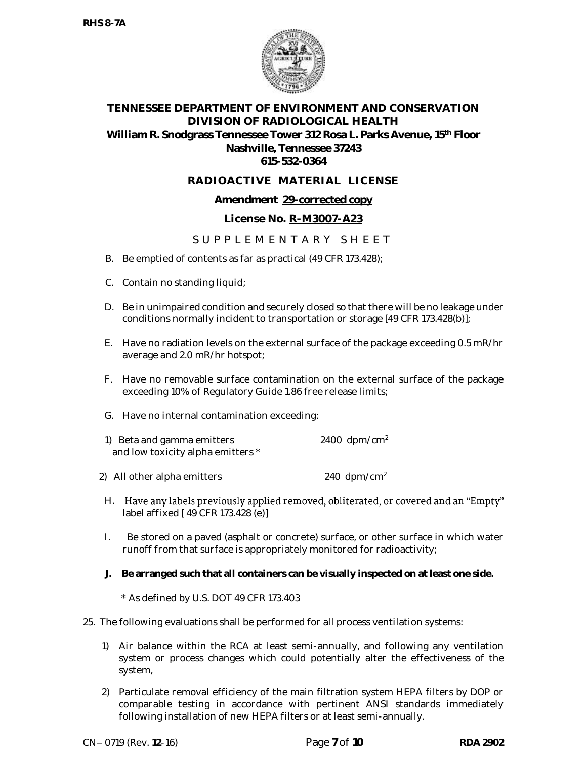# TENNESSEE DEPARTMENT OF ENVIRONMENT AND CONSERVATION
## DIVISION OF RADIOLOGICAL HEALTH
**William R. Snodgrass Tennessee Tower 312 Rosa L. Parks Avenue, 15th Floor**
**Nashville, Tennessee 37243**
**615-532-0364**

## RADIOACTIVE MATERIAL LICENSE

**Amendment 29-corrected copy**

**License No. R-M3007-A23**

S U P P L E M E N T A R Y   S H E E T

B. Be emptied of contents as far as practical (49 CFR 173.428);

C. Contain no standing liquid;

D. Be in unimpaired condition and securely closed so that there will be no leakage under conditions normally incident to transportation or storage [49 CFR 173.428(b)];

E. Have no radiation levels on the external surface of the package exceeding 0.5 mR/hr average and 2.0 mR/hr hotspot;

F. Have no removable surface contamination on the external surface of the package exceeding 10% of Regulatory Guide 1.86 free release limits;

G. Have no internal contamination exceeding:

| | |
|---|---|
| 1) Beta and gamma emitters and low toxicity alpha emitters * | 2400 dpm/cm$^2$ |
| 2) All other alpha emitters | 240 dpm/cm$^2$ |

H. Have any labels previously applied removed, obliterated, or covered and an "Empty" label affixed [ 49 CFR 173.428 (e)]

I. Be stored on a paved (asphalt or concrete) surface, or other surface in which water runoff from that surface is appropriately monitored for radioactivity;

**J. Be arranged such that all containers can be visually inspected on at least one side.**

\* As defined by U.S. DOT 49 CFR 173.403

25. The following evaluations shall be performed for all process ventilation systems:

1) Air balance within the RCA at least semi-annually, and following any ventilation system or process changes which could potentially alter the effectiveness of the system,

2) Particulate removal efficiency of the main filtration system HEPA filters by DOP or comparable testing in accordance with pertinent ANSI standards immediately following installation of new HEPA filters or at least semi-annually.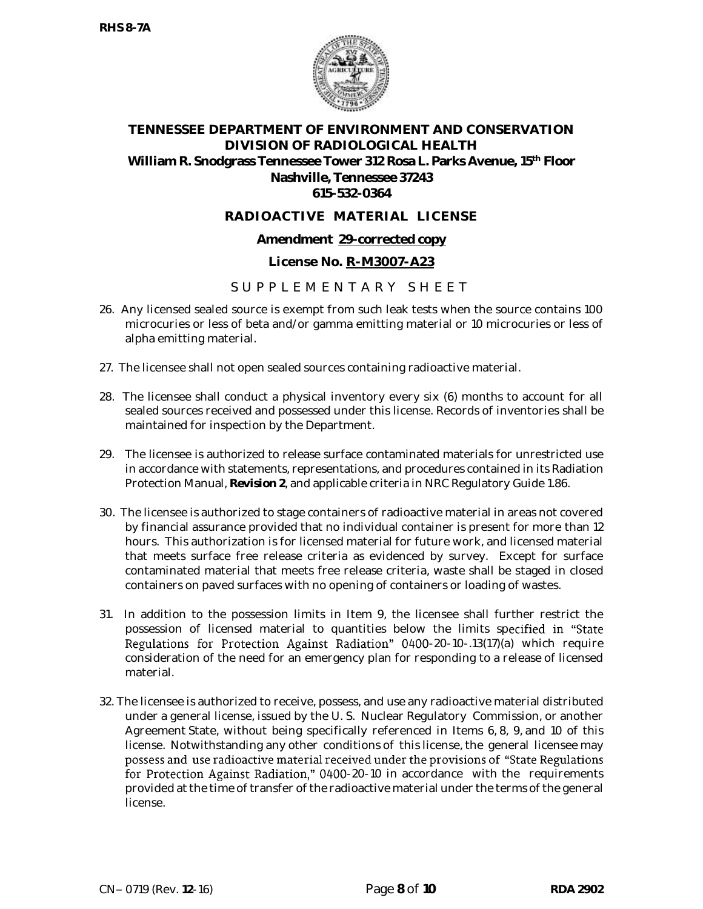**TENNESSEE DEPARTMENT OF ENVIRONMENT AND CONSERVATION**
**DIVISION OF RADIOLOGICAL HEALTH**
**William R. Snodgrass Tennessee Tower 312 Rosa L. Parks Avenue, 15th Floor**
**Nashville, Tennessee 37243**
**615-532-0364**

## RADIOACTIVE MATERIAL LICENSE

**Amendment 29-corrected copy**

**License No. R-M3007-A23**

SUPPLEMENTARY SHEET

26. Any licensed sealed source is exempt from such leak tests when the source contains 100 microcuries or less of beta and/or gamma emitting material or 10 microcuries or less of alpha emitting material.

27. The licensee shall not open sealed sources containing radioactive material.

28. The licensee shall conduct a physical inventory every six (6) months to account for all sealed sources received and possessed under this license. Records of inventories shall be maintained for inspection by the Department.

29. The licensee is authorized to release surface contaminated materials for unrestricted use in accordance with statements, representations, and procedures contained in its Radiation Protection Manual, **Revision 2**, and applicable criteria in NRC Regulatory Guide 1.86.

30. The licensee is authorized to stage containers of radioactive material in areas not covered by financial assurance provided that no individual container is present for more than 12 hours. This authorization is for licensed material for future work, and licensed material that meets surface free release criteria as evidenced by survey. Except for surface contaminated material that meets free release criteria, waste shall be staged in closed containers on paved surfaces with no opening of containers or loading of wastes.

31. In addition to the possession limits in Item 9, the licensee shall further restrict the possession of licensed material to quantities below the limits specified in "State Regulations for Protection Against Radiation" 0400-20-10-.13(17)(a) which require consideration of the need for an emergency plan for responding to a release of licensed material.

32. The licensee is authorized to receive, possess, and use any radioactive material distributed under a general license, issued by the U. S. Nuclear Regulatory Commission, or another Agreement State, without being specifically referenced in Items 6, 8, 9, and 10 of this license. Notwithstanding any other conditions of this license, the general licensee may possess and use radioactive material received under the provisions of "State Regulations for Protection Against Radiation," 0400-20-10 in accordance with the requirements provided at the time of transfer of the radioactive material under the terms of the general license.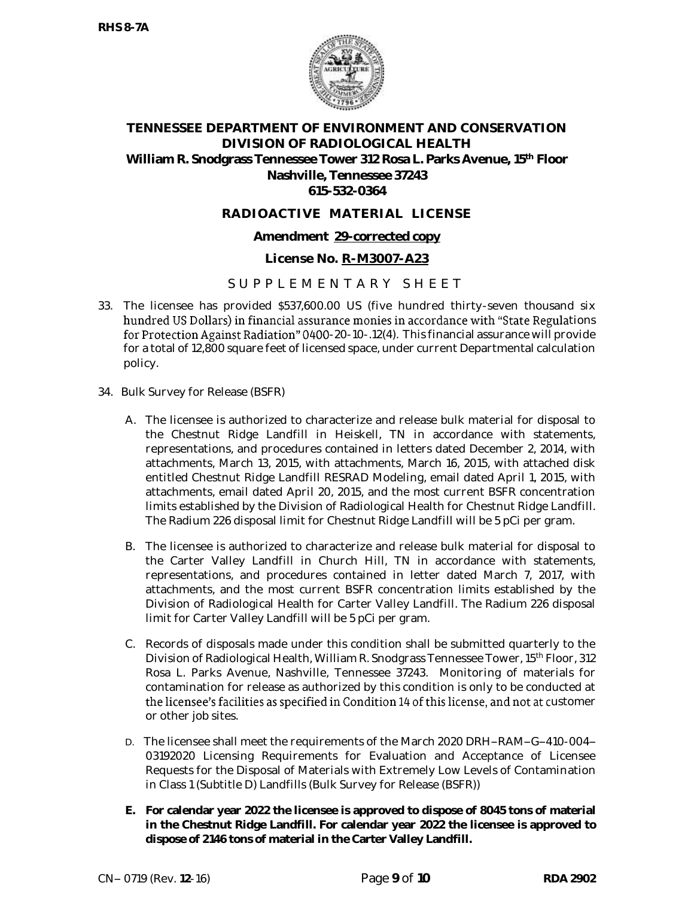**RHS 8-7A**

# TENNESSEE DEPARTMENT OF ENVIRONMENT AND CONSERVATION
## DIVISION OF RADIOLOGICAL HEALTH
**William R. Snodgrass Tennessee Tower 312 Rosa L. Parks Avenue, 15th Floor**
**Nashville, Tennessee 37243**
**615-532-0364**

## RADIOACTIVE MATERIAL LICENSE

**Amendment 29-corrected copy**

**License No. R-M3007-A23**

SUPPLEMENTARY SHEET

33. The licensee has provided $537,600.00 US (five hundred thirty-seven thousand six hundred US Dollars) in financial assurance monies in accordance with "State Regulations for Protection Against Radiation" 0400-20-10-.12(4). This financial assurance will provide for a total of 12,800 square feet of licensed space, under current Departmental calculation policy.

34. Bulk Survey for Release (BSFR)

    A. The licensee is authorized to characterize and release bulk material for disposal to the Chestnut Ridge Landfill in Heiskell, TN in accordance with statements, representations, and procedures contained in letters dated December 2, 2014, with attachments, March 13, 2015, with attachments, March 16, 2015, with attached disk entitled Chestnut Ridge Landfill RESRAD Modeling, email dated April 1, 2015, with attachments, email dated April 20, 2015, and the most current BSFR concentration limits established by the Division of Radiological Health for Chestnut Ridge Landfill. The Radium 226 disposal limit for Chestnut Ridge Landfill will be 5 pCi per gram.

    B. The licensee is authorized to characterize and release bulk material for disposal to the Carter Valley Landfill in Church Hill, TN in accordance with statements, representations, and procedures contained in letter dated March 7, 2017, with attachments, and the most current BSFR concentration limits established by the Division of Radiological Health for Carter Valley Landfill. The Radium 226 disposal limit for Carter Valley Landfill will be 5 pCi per gram.

    C. Records of disposals made under this condition shall be submitted quarterly to the Division of Radiological Health, William R. Snodgrass Tennessee Tower, 15th Floor, 312 Rosa L. Parks Avenue, Nashville, Tennessee 37243. Monitoring of materials for contamination for release as authorized by this condition is only to be conducted at the licensee's facilities as specified in Condition 14 of this license, and not at customer or other job sites.

    D. The licensee shall meet the requirements of the March 2020 DRH–RAM–G–410-004–03192020 Licensing Requirements for Evaluation and Acceptance of Licensee Requests for the Disposal of Materials with Extremely Low Levels of Contamination in Class 1 (Subtitle D) Landfills (Bulk Survey for Release (BSFR))

    **E. For calendar year 2022 the licensee is approved to dispose of 8045 tons of material in the Chestnut Ridge Landfill. For calendar year 2022 the licensee is approved to dispose of 2146 tons of material in the Carter Valley Landfill.**

CN– 0719 (Rev. 12-16) RDA 2902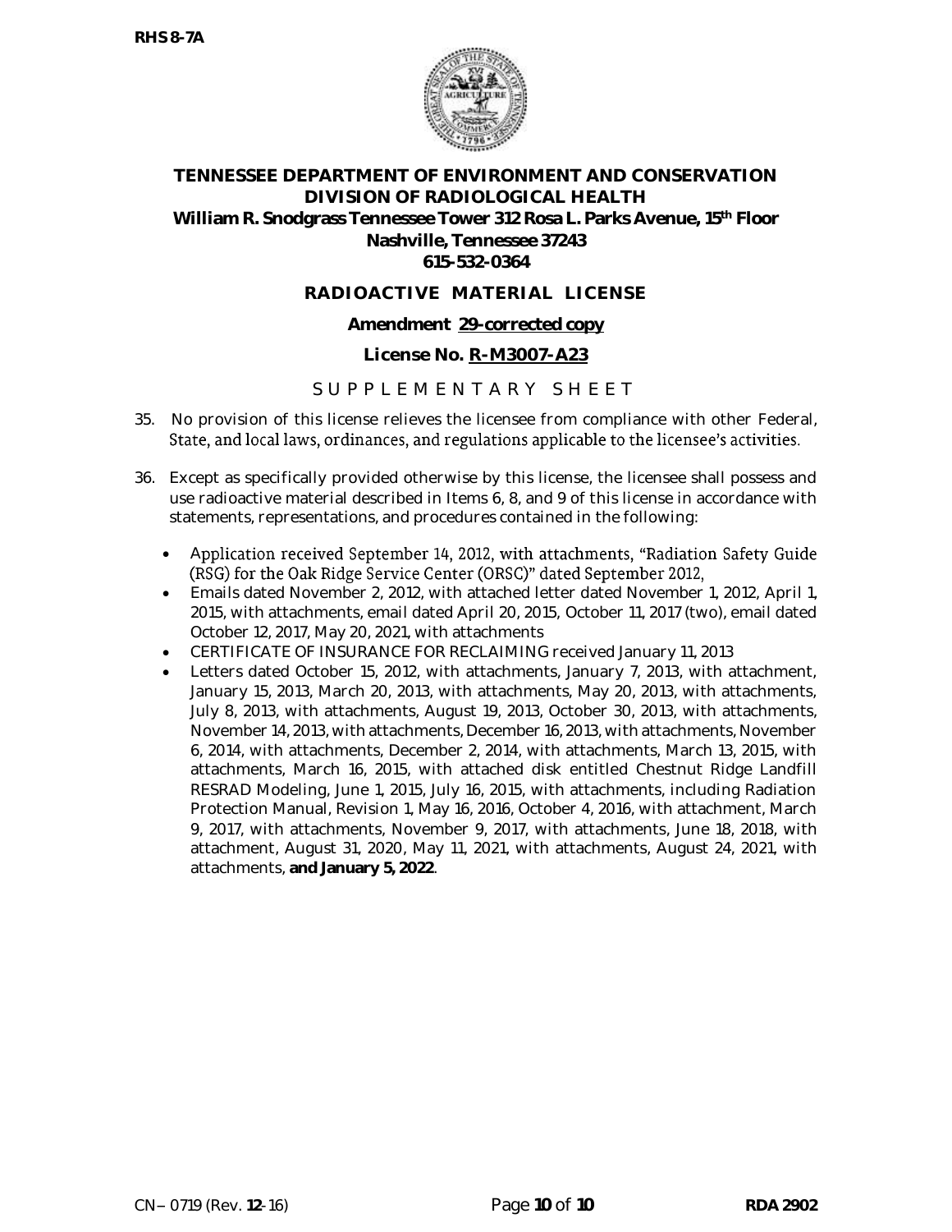**RHS 8-7A**

**TENNESSEE DEPARTMENT OF ENVIRONMENT AND CONSERVATION**
**DIVISION OF RADIOLOGICAL HEALTH**
**William R. Snodgrass Tennessee Tower 312 Rosa L. Parks Avenue, 15th Floor**
**Nashville, Tennessee 37243**
**615-532-0364**

**RADIOACTIVE MATERIAL LICENSE**

**Amendment 29-corrected copy**

**License No. R-M3007-A23**

SUPPLEMENTARY SHEET

35. No provision of this license relieves the licensee from compliance with other Federal, State, and local laws, ordinances, and regulations applicable to the licensee's activities.

36. Except as specifically provided otherwise by this license, the licensee shall possess and use radioactive material described in Items 6, 8, and 9 of this license in accordance with statements, representations, and procedures contained in the following:

    - Application received September 14, 2012, with attachments, "Radiation Safety Guide (RSG) for the Oak Ridge Service Center (ORSC)" dated September 2012,
    - Emails dated November 2, 2012, with attached letter dated November 1, 2012, April 1, 2015, with attachments, email dated April 20, 2015, October 11, 2017 (two), email dated October 12, 2017, May 20, 2021, with attachments
    - CERTIFICATE OF INSURANCE FOR RECLAIMING received January 11, 2013
    - Letters dated October 15, 2012, with attachments, January 7, 2013, with attachment, January 15, 2013, March 20, 2013, with attachments, May 20, 2013, with attachments, July 8, 2013, with attachments, August 19, 2013, October 30, 2013, with attachments, November 14, 2013, with attachments, December 16, 2013, with attachments, November 6, 2014, with attachments, December 2, 2014, with attachments, March 13, 2015, with attachments, March 16, 2015, with attached disk entitled Chestnut Ridge Landfill RESRAD Modeling, June 1, 2015, July 16, 2015, with attachments, including Radiation Protection Manual, Revision 1, May 16, 2016, October 4, 2016, with attachment, March 9, 2017, with attachments, November 9, 2017, with attachments, June 18, 2018, with attachment, August 31, 2020, May 11, 2021, with attachments, August 24, 2021, with attachments, **and January 5, 2022**.

CN– 0719 (Rev. **12**-16) **RDA 2902**